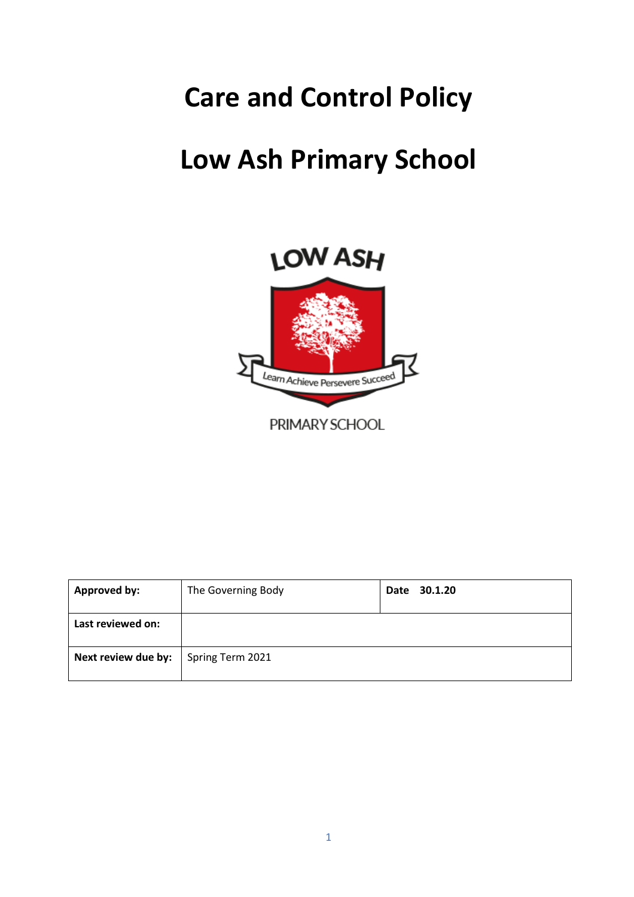# Care and Control Policy

# Low Ash Primary School

| Approved by: | The Governing Body | Date 30.1.20 |
|---|---|---|
| Last reviewed on: | | |
| Next review due by: | Spring Term 2021 | |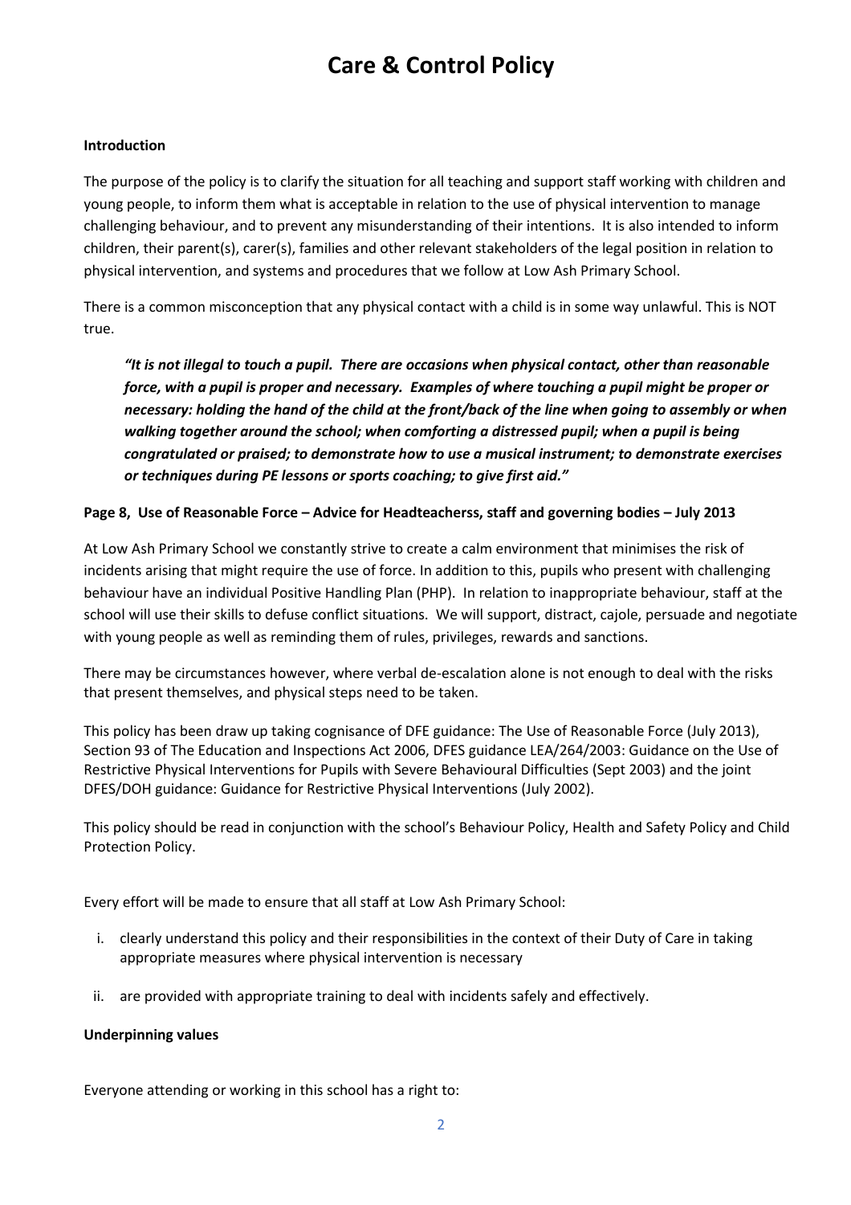# Care & Control Policy

**Introduction**

The purpose of the policy is to clarify the situation for all teaching and support staff working with children and young people, to inform them what is acceptable in relation to the use of physical intervention to manage challenging behaviour, and to prevent any misunderstanding of their intentions. It is also intended to inform children, their parent(s), carer(s), families and other relevant stakeholders of the legal position in relation to physical intervention, and systems and procedures that we follow at Low Ash Primary School.

There is a common misconception that any physical contact with a child is in some way unlawful. This is NOT true.

> ***"It is not illegal to touch a pupil. There are occasions when physical contact, other than reasonable force, with a pupil is proper and necessary. Examples of where touching a pupil might be proper or necessary: holding the hand of the child at the front/back of the line when going to assembly or when walking together around the school; when comforting a distressed pupil; when a pupil is being congratulated or praised; to demonstrate how to use a musical instrument; to demonstrate exercises or techniques during PE lessons or sports coaching; to give first aid."***

**Page 8, Use of Reasonable Force – Advice for Headteacherss, staff and governing bodies – July 2013**

At Low Ash Primary School we constantly strive to create a calm environment that minimises the risk of incidents arising that might require the use of force. In addition to this, pupils who present with challenging behaviour have an individual Positive Handling Plan (PHP). In relation to inappropriate behaviour, staff at the school will use their skills to defuse conflict situations. We will support, distract, cajole, persuade and negotiate with young people as well as reminding them of rules, privileges, rewards and sanctions.

There may be circumstances however, where verbal de-escalation alone is not enough to deal with the risks that present themselves, and physical steps need to be taken.

This policy has been draw up taking cognisance of DFE guidance: The Use of Reasonable Force (July 2013), Section 93 of The Education and Inspections Act 2006, DFES guidance LEA/264/2003: Guidance on the Use of Restrictive Physical Interventions for Pupils with Severe Behavioural Difficulties (Sept 2003) and the joint DFES/DOH guidance: Guidance for Restrictive Physical Interventions (July 2002).

This policy should be read in conjunction with the school's Behaviour Policy, Health and Safety Policy and Child Protection Policy.

Every effort will be made to ensure that all staff at Low Ash Primary School:

i. clearly understand this policy and their responsibilities in the context of their Duty of Care in taking appropriate measures where physical intervention is necessary
ii. are provided with appropriate training to deal with incidents safely and effectively.

**Underpinning values**

Everyone attending or working in this school has a right to: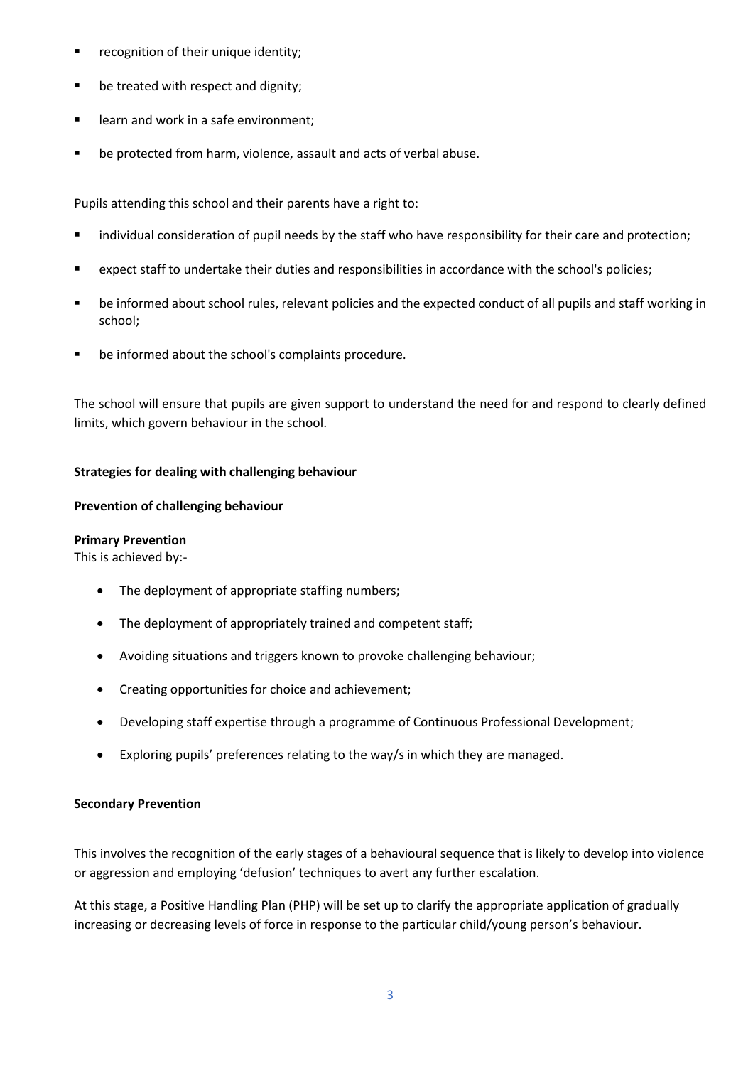- recognition of their unique identity;
- be treated with respect and dignity;
- learn and work in a safe environment;
- be protected from harm, violence, assault and acts of verbal abuse.

Pupils attending this school and their parents have a right to:

- individual consideration of pupil needs by the staff who have responsibility for their care and protection;
- expect staff to undertake their duties and responsibilities in accordance with the school's policies;
- be informed about school rules, relevant policies and the expected conduct of all pupils and staff working in school;
- be informed about the school's complaints procedure.

The school will ensure that pupils are given support to understand the need for and respond to clearly defined limits, which govern behaviour in the school.

**Strategies for dealing with challenging behaviour**

**Prevention of challenging behaviour**

**Primary Prevention**
This is achieved by:-

- The deployment of appropriate staffing numbers;
- The deployment of appropriately trained and competent staff;
- Avoiding situations and triggers known to provoke challenging behaviour;
- Creating opportunities for choice and achievement;
- Developing staff expertise through a programme of Continuous Professional Development;
- Exploring pupils' preferences relating to the way/s in which they are managed.

**Secondary Prevention**

This involves the recognition of the early stages of a behavioural sequence that is likely to develop into violence or aggression and employing 'defusion' techniques to avert any further escalation.

At this stage, a Positive Handling Plan (PHP) will be set up to clarify the appropriate application of gradually increasing or decreasing levels of force in response to the particular child/young person's behaviour.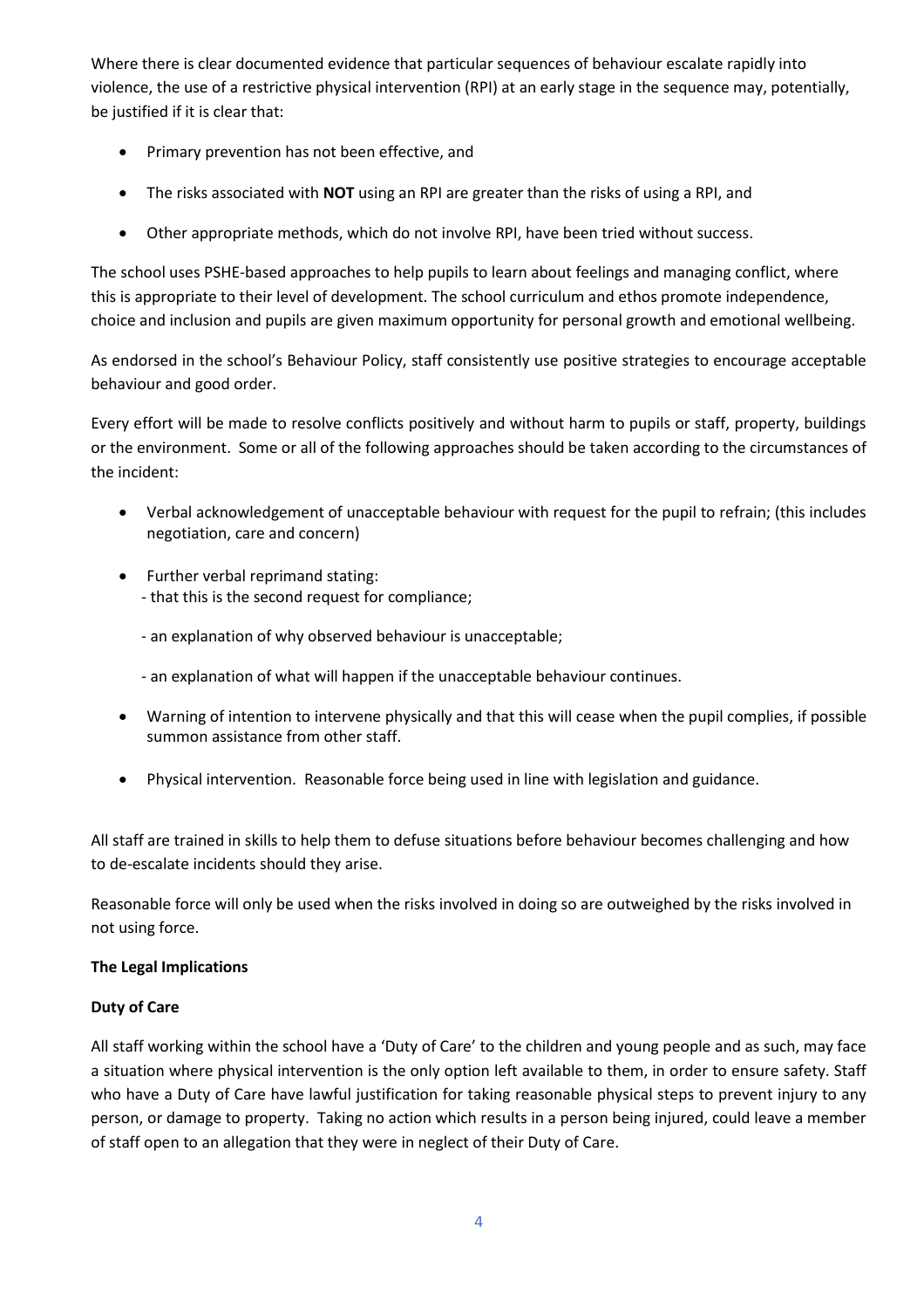Where there is clear documented evidence that particular sequences of behaviour escalate rapidly into violence, the use of a restrictive physical intervention (RPI) at an early stage in the sequence may, potentially, be justified if it is clear that:

- Primary prevention has not been effective, and
- The risks associated with **NOT** using an RPI are greater than the risks of using a RPI, and
- Other appropriate methods, which do not involve RPI, have been tried without success.

The school uses PSHE-based approaches to help pupils to learn about feelings and managing conflict, where this is appropriate to their level of development. The school curriculum and ethos promote independence, choice and inclusion and pupils are given maximum opportunity for personal growth and emotional wellbeing.

As endorsed in the school's Behaviour Policy, staff consistently use positive strategies to encourage acceptable behaviour and good order.

Every effort will be made to resolve conflicts positively and without harm to pupils or staff, property, buildings or the environment. Some or all of the following approaches should be taken according to the circumstances of the incident:

- Verbal acknowledgement of unacceptable behaviour with request for the pupil to refrain; (this includes negotiation, care and concern)
- Further verbal reprimand stating:
  - that this is the second request for compliance;
  - an explanation of why observed behaviour is unacceptable;
  - an explanation of what will happen if the unacceptable behaviour continues.
- Warning of intention to intervene physically and that this will cease when the pupil complies, if possible summon assistance from other staff.
- Physical intervention. Reasonable force being used in line with legislation and guidance.

All staff are trained in skills to help them to defuse situations before behaviour becomes challenging and how to de-escalate incidents should they arise.

Reasonable force will only be used when the risks involved in doing so are outweighed by the risks involved in not using force.

**The Legal Implications**

**Duty of Care**

All staff working within the school have a 'Duty of Care' to the children and young people and as such, may face a situation where physical intervention is the only option left available to them, in order to ensure safety. Staff who have a Duty of Care have lawful justification for taking reasonable physical steps to prevent injury to any person, or damage to property. Taking no action which results in a person being injured, could leave a member of staff open to an allegation that they were in neglect of their Duty of Care.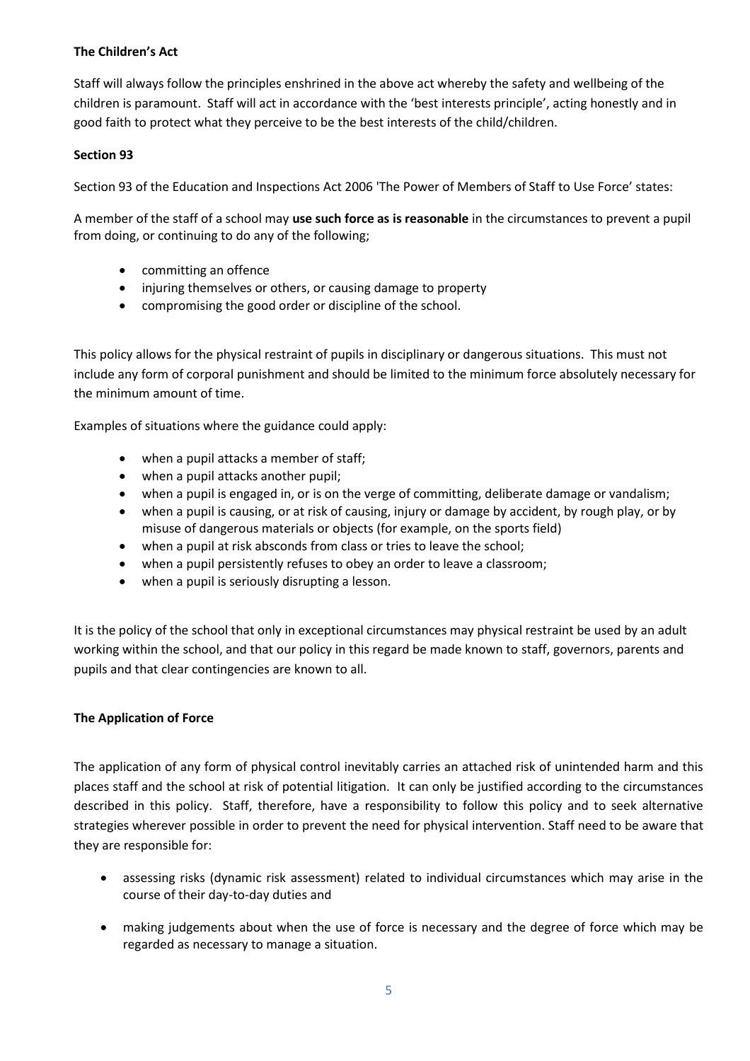**The Children's Act**

Staff will always follow the principles enshrined in the above act whereby the safety and wellbeing of the children is paramount. Staff will act in accordance with the 'best interests principle', acting honestly and in good faith to protect what they perceive to be the best interests of the child/children.

**Section 93**

Section 93 of the Education and Inspections Act 2006 'The Power of Members of Staff to Use Force' states:

A member of the staff of a school may **use such force as is reasonable** in the circumstances to prevent a pupil from doing, or continuing to do any of the following;

- committing an offence
- injuring themselves or others, or causing damage to property
- compromising the good order or discipline of the school.

This policy allows for the physical restraint of pupils in disciplinary or dangerous situations. This must not include any form of corporal punishment and should be limited to the minimum force absolutely necessary for the minimum amount of time.

Examples of situations where the guidance could apply:

- when a pupil attacks a member of staff;
- when a pupil attacks another pupil;
- when a pupil is engaged in, or is on the verge of committing, deliberate damage or vandalism;
- when a pupil is causing, or at risk of causing, injury or damage by accident, by rough play, or by misuse of dangerous materials or objects (for example, on the sports field)
- when a pupil at risk absconds from class or tries to leave the school;
- when a pupil persistently refuses to obey an order to leave a classroom;
- when a pupil is seriously disrupting a lesson.

It is the policy of the school that only in exceptional circumstances may physical restraint be used by an adult working within the school, and that our policy in this regard be made known to staff, governors, parents and pupils and that clear contingencies are known to all.

**The Application of Force**

The application of any form of physical control inevitably carries an attached risk of unintended harm and this places staff and the school at risk of potential litigation. It can only be justified according to the circumstances described in this policy. Staff, therefore, have a responsibility to follow this policy and to seek alternative strategies wherever possible in order to prevent the need for physical intervention. Staff need to be aware that they are responsible for:

- assessing risks (dynamic risk assessment) related to individual circumstances which may arise in the course of their day-to-day duties and
- making judgements about when the use of force is necessary and the degree of force which may be regarded as necessary to manage a situation.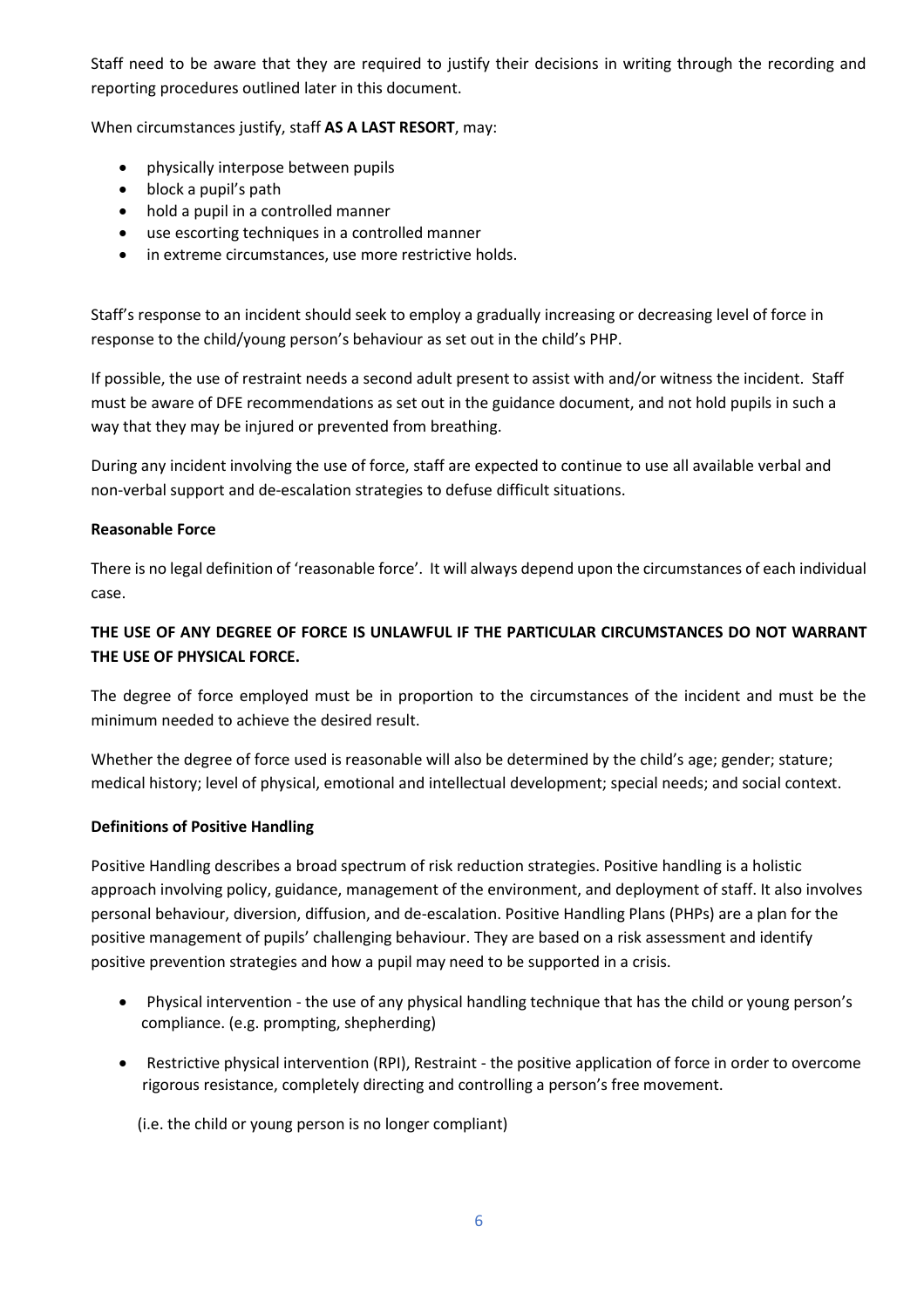Staff need to be aware that they are required to justify their decisions in writing through the recording and reporting procedures outlined later in this document.

When circumstances justify, staff **AS A LAST RESORT**, may:

- physically interpose between pupils
- block a pupil's path
- hold a pupil in a controlled manner
- use escorting techniques in a controlled manner
- in extreme circumstances, use more restrictive holds.

Staff's response to an incident should seek to employ a gradually increasing or decreasing level of force in response to the child/young person's behaviour as set out in the child's PHP.

If possible, the use of restraint needs a second adult present to assist with and/or witness the incident. Staff must be aware of DFE recommendations as set out in the guidance document, and not hold pupils in such a way that they may be injured or prevented from breathing.

During any incident involving the use of force, staff are expected to continue to use all available verbal and non-verbal support and de-escalation strategies to defuse difficult situations.

**Reasonable Force**

There is no legal definition of 'reasonable force'. It will always depend upon the circumstances of each individual case.

**THE USE OF ANY DEGREE OF FORCE IS UNLAWFUL IF THE PARTICULAR CIRCUMSTANCES DO NOT WARRANT THE USE OF PHYSICAL FORCE.**

The degree of force employed must be in proportion to the circumstances of the incident and must be the minimum needed to achieve the desired result.

Whether the degree of force used is reasonable will also be determined by the child's age; gender; stature; medical history; level of physical, emotional and intellectual development; special needs; and social context.

**Definitions of Positive Handling**

Positive Handling describes a broad spectrum of risk reduction strategies. Positive handling is a holistic approach involving policy, guidance, management of the environment, and deployment of staff. It also involves personal behaviour, diversion, diffusion, and de-escalation. Positive Handling Plans (PHPs) are a plan for the positive management of pupils' challenging behaviour. They are based on a risk assessment and identify positive prevention strategies and how a pupil may need to be supported in a crisis.

- Physical intervention - the use of any physical handling technique that has the child or young person's compliance. (e.g. prompting, shepherding)

- Restrictive physical intervention (RPI), Restraint - the positive application of force in order to overcome rigorous resistance, completely directing and controlling a person's free movement.

  (i.e. the child or young person is no longer compliant)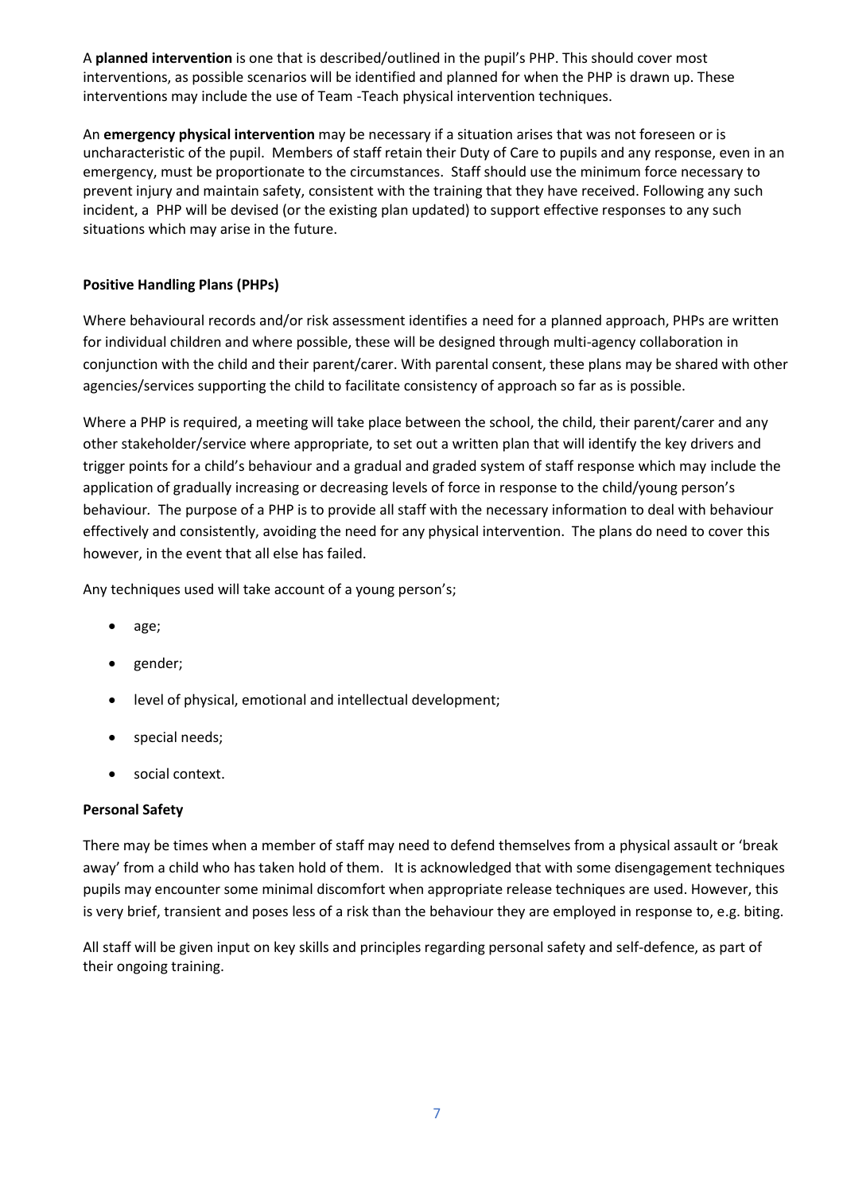A **planned intervention** is one that is described/outlined in the pupil's PHP. This should cover most interventions, as possible scenarios will be identified and planned for when the PHP is drawn up. These interventions may include the use of Team -Teach physical intervention techniques.

An **emergency physical intervention** may be necessary if a situation arises that was not foreseen or is uncharacteristic of the pupil. Members of staff retain their Duty of Care to pupils and any response, even in an emergency, must be proportionate to the circumstances. Staff should use the minimum force necessary to prevent injury and maintain safety, consistent with the training that they have received. Following any such incident, a PHP will be devised (or the existing plan updated) to support effective responses to any such situations which may arise in the future.

**Positive Handling Plans (PHPs)**

Where behavioural records and/or risk assessment identifies a need for a planned approach, PHPs are written for individual children and where possible, these will be designed through multi-agency collaboration in conjunction with the child and their parent/carer. With parental consent, these plans may be shared with other agencies/services supporting the child to facilitate consistency of approach so far as is possible.

Where a PHP is required, a meeting will take place between the school, the child, their parent/carer and any other stakeholder/service where appropriate, to set out a written plan that will identify the key drivers and trigger points for a child's behaviour and a gradual and graded system of staff response which may include the application of gradually increasing or decreasing levels of force in response to the child/young person's behaviour. The purpose of a PHP is to provide all staff with the necessary information to deal with behaviour effectively and consistently, avoiding the need for any physical intervention. The plans do need to cover this however, in the event that all else has failed.

Any techniques used will take account of a young person's;

- age;
- gender;
- level of physical, emotional and intellectual development;
- special needs;
- social context.

**Personal Safety**

There may be times when a member of staff may need to defend themselves from a physical assault or 'break away' from a child who has taken hold of them. It is acknowledged that with some disengagement techniques pupils may encounter some minimal discomfort when appropriate release techniques are used. However, this is very brief, transient and poses less of a risk than the behaviour they are employed in response to, e.g. biting.

All staff will be given input on key skills and principles regarding personal safety and self-defence, as part of their ongoing training.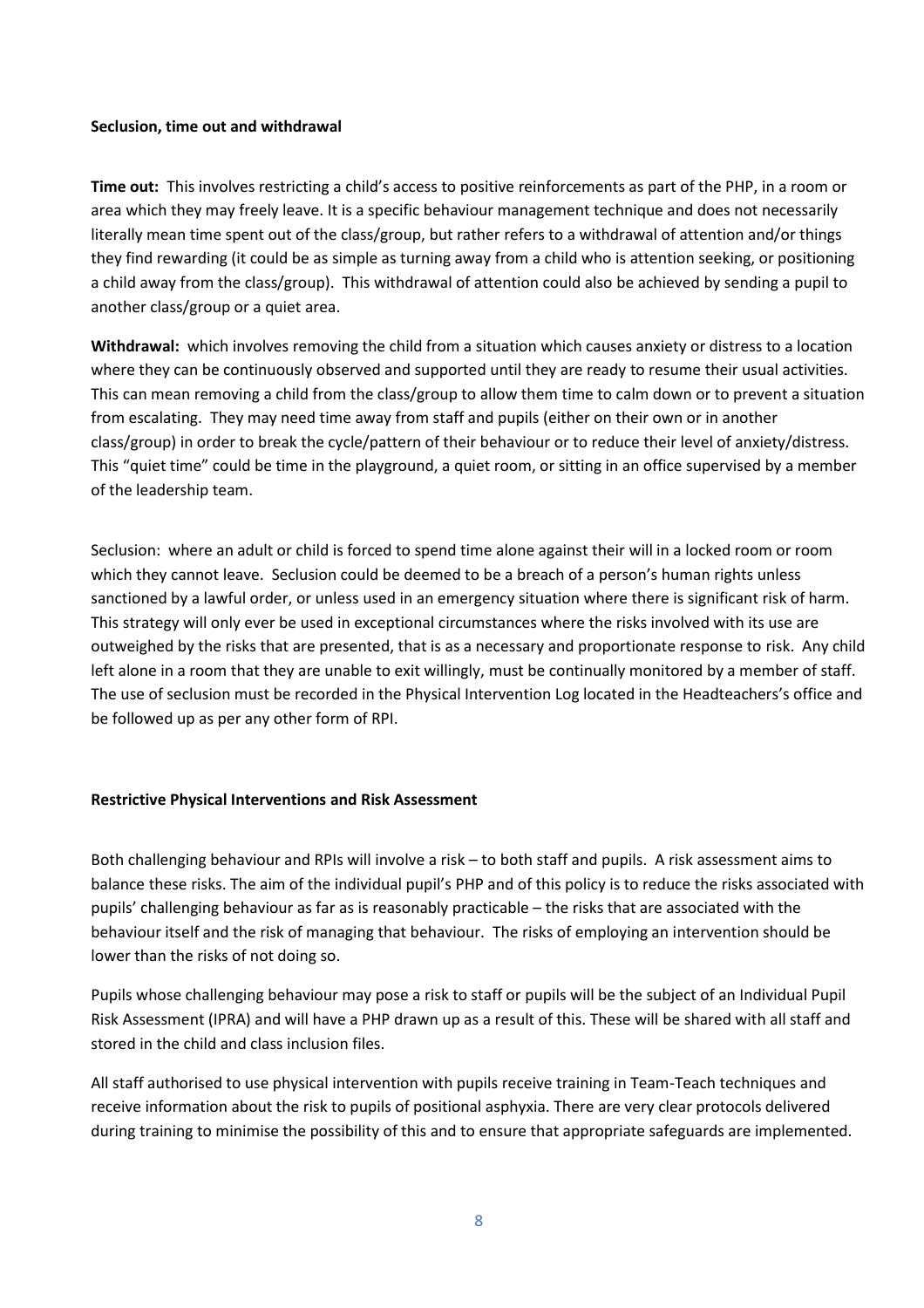**Seclusion, time out and withdrawal**

**Time out:** This involves restricting a child's access to positive reinforcements as part of the PHP, in a room or area which they may freely leave. It is a specific behaviour management technique and does not necessarily literally mean time spent out of the class/group, but rather refers to a withdrawal of attention and/or things they find rewarding (it could be as simple as turning away from a child who is attention seeking, or positioning a child away from the class/group). This withdrawal of attention could also be achieved by sending a pupil to another class/group or a quiet area.

**Withdrawal:** which involves removing the child from a situation which causes anxiety or distress to a location where they can be continuously observed and supported until they are ready to resume their usual activities. This can mean removing a child from the class/group to allow them time to calm down or to prevent a situation from escalating. They may need time away from staff and pupils (either on their own or in another class/group) in order to break the cycle/pattern of their behaviour or to reduce their level of anxiety/distress. This "quiet time" could be time in the playground, a quiet room, or sitting in an office supervised by a member of the leadership team.

Seclusion: where an adult or child is forced to spend time alone against their will in a locked room or room which they cannot leave. Seclusion could be deemed to be a breach of a person's human rights unless sanctioned by a lawful order, or unless used in an emergency situation where there is significant risk of harm. This strategy will only ever be used in exceptional circumstances where the risks involved with its use are outweighed by the risks that are presented, that is as a necessary and proportionate response to risk. Any child left alone in a room that they are unable to exit willingly, must be continually monitored by a member of staff. The use of seclusion must be recorded in the Physical Intervention Log located in the Headteachers's office and be followed up as per any other form of RPI.

**Restrictive Physical Interventions and Risk Assessment**

Both challenging behaviour and RPIs will involve a risk – to both staff and pupils. A risk assessment aims to balance these risks. The aim of the individual pupil's PHP and of this policy is to reduce the risks associated with pupils' challenging behaviour as far as is reasonably practicable – the risks that are associated with the behaviour itself and the risk of managing that behaviour. The risks of employing an intervention should be lower than the risks of not doing so.

Pupils whose challenging behaviour may pose a risk to staff or pupils will be the subject of an Individual Pupil Risk Assessment (IPRA) and will have a PHP drawn up as a result of this. These will be shared with all staff and stored in the child and class inclusion files.

All staff authorised to use physical intervention with pupils receive training in Team-Teach techniques and receive information about the risk to pupils of positional asphyxia. There are very clear protocols delivered during training to minimise the possibility of this and to ensure that appropriate safeguards are implemented.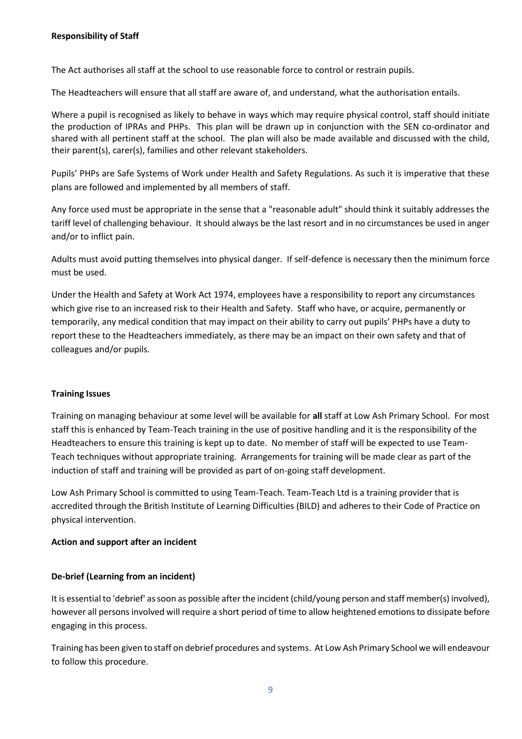**Responsibility of Staff**

The Act authorises all staff at the school to use reasonable force to control or restrain pupils.

The Headteachers will ensure that all staff are aware of, and understand, what the authorisation entails.

Where a pupil is recognised as likely to behave in ways which may require physical control, staff should initiate the production of IPRAs and PHPs. This plan will be drawn up in conjunction with the SEN co-ordinator and shared with all pertinent staff at the school. The plan will also be made available and discussed with the child, their parent(s), carer(s), families and other relevant stakeholders.

Pupils' PHPs are Safe Systems of Work under Health and Safety Regulations. As such it is imperative that these plans are followed and implemented by all members of staff.

Any force used must be appropriate in the sense that a "reasonable adult" should think it suitably addresses the tariff level of challenging behaviour. It should always be the last resort and in no circumstances be used in anger and/or to inflict pain.

Adults must avoid putting themselves into physical danger. If self-defence is necessary then the minimum force must be used.

Under the Health and Safety at Work Act 1974, employees have a responsibility to report any circumstances which give rise to an increased risk to their Health and Safety. Staff who have, or acquire, permanently or temporarily, any medical condition that may impact on their ability to carry out pupils' PHPs have a duty to report these to the Headteachers immediately, as there may be an impact on their own safety and that of colleagues and/or pupils.

**Training Issues**

Training on managing behaviour at some level will be available for **all** staff at Low Ash Primary School. For most staff this is enhanced by Team-Teach training in the use of positive handling and it is the responsibility of the Headteachers to ensure this training is kept up to date. No member of staff will be expected to use Team-Teach techniques without appropriate training. Arrangements for training will be made clear as part of the induction of staff and training will be provided as part of on-going staff development.

Low Ash Primary School is committed to using Team-Teach. Team-Teach Ltd is a training provider that is accredited through the British Institute of Learning Difficulties (BILD) and adheres to their Code of Practice on physical intervention.

**Action and support after an incident**

**De-brief (Learning from an incident)**

It is essential to 'debrief' as soon as possible after the incident (child/young person and staff member(s) involved), however all persons involved will require a short period of time to allow heightened emotions to dissipate before engaging in this process.

Training has been given to staff on debrief procedures and systems. At Low Ash Primary School we will endeavour to follow this procedure.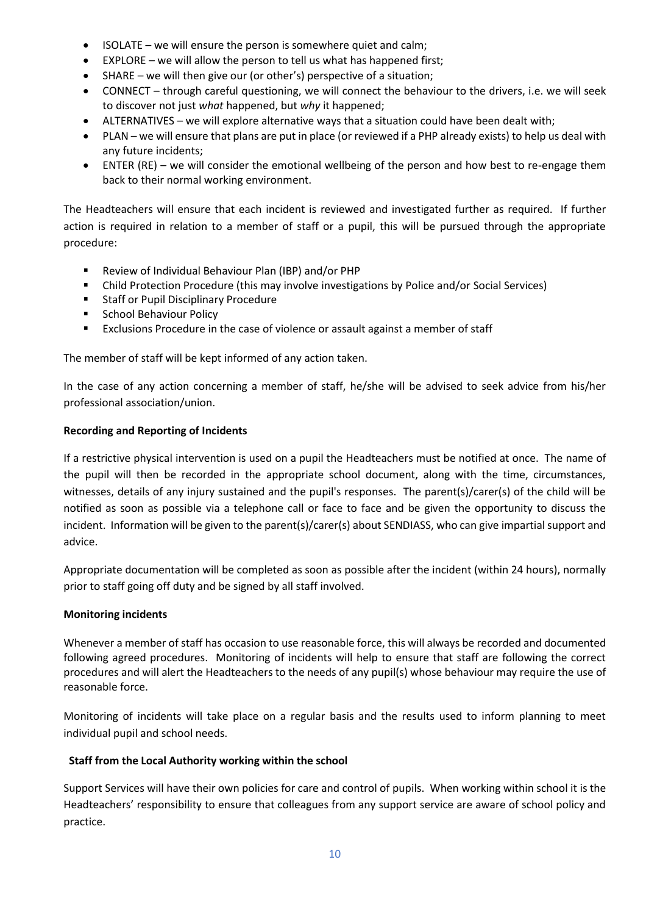- ISOLATE – we will ensure the person is somewhere quiet and calm;
- EXPLORE – we will allow the person to tell us what has happened first;
- SHARE – we will then give our (or other's) perspective of a situation;
- CONNECT – through careful questioning, we will connect the behaviour to the drivers, i.e. we will seek to discover not just *what* happened, but *why* it happened;
- ALTERNATIVES – we will explore alternative ways that a situation could have been dealt with;
- PLAN – we will ensure that plans are put in place (or reviewed if a PHP already exists) to help us deal with any future incidents;
- ENTER (RE) – we will consider the emotional wellbeing of the person and how best to re-engage them back to their normal working environment.

The Headteachers will ensure that each incident is reviewed and investigated further as required. If further action is required in relation to a member of staff or a pupil, this will be pursued through the appropriate procedure:

- Review of Individual Behaviour Plan (IBP) and/or PHP
- Child Protection Procedure (this may involve investigations by Police and/or Social Services)
- Staff or Pupil Disciplinary Procedure
- School Behaviour Policy
- Exclusions Procedure in the case of violence or assault against a member of staff

The member of staff will be kept informed of any action taken.

In the case of any action concerning a member of staff, he/she will be advised to seek advice from his/her professional association/union.

**Recording and Reporting of Incidents**

If a restrictive physical intervention is used on a pupil the Headteachers must be notified at once. The name of the pupil will then be recorded in the appropriate school document, along with the time, circumstances, witnesses, details of any injury sustained and the pupil's responses. The parent(s)/carer(s) of the child will be notified as soon as possible via a telephone call or face to face and be given the opportunity to discuss the incident. Information will be given to the parent(s)/carer(s) about SENDIASS, who can give impartial support and advice.

Appropriate documentation will be completed as soon as possible after the incident (within 24 hours), normally prior to staff going off duty and be signed by all staff involved.

**Monitoring incidents**

Whenever a member of staff has occasion to use reasonable force, this will always be recorded and documented following agreed procedures. Monitoring of incidents will help to ensure that staff are following the correct procedures and will alert the Headteachers to the needs of any pupil(s) whose behaviour may require the use of reasonable force.

Monitoring of incidents will take place on a regular basis and the results used to inform planning to meet individual pupil and school needs.

**Staff from the Local Authority working within the school**

Support Services will have their own policies for care and control of pupils. When working within school it is the Headteachers' responsibility to ensure that colleagues from any support service are aware of school policy and practice.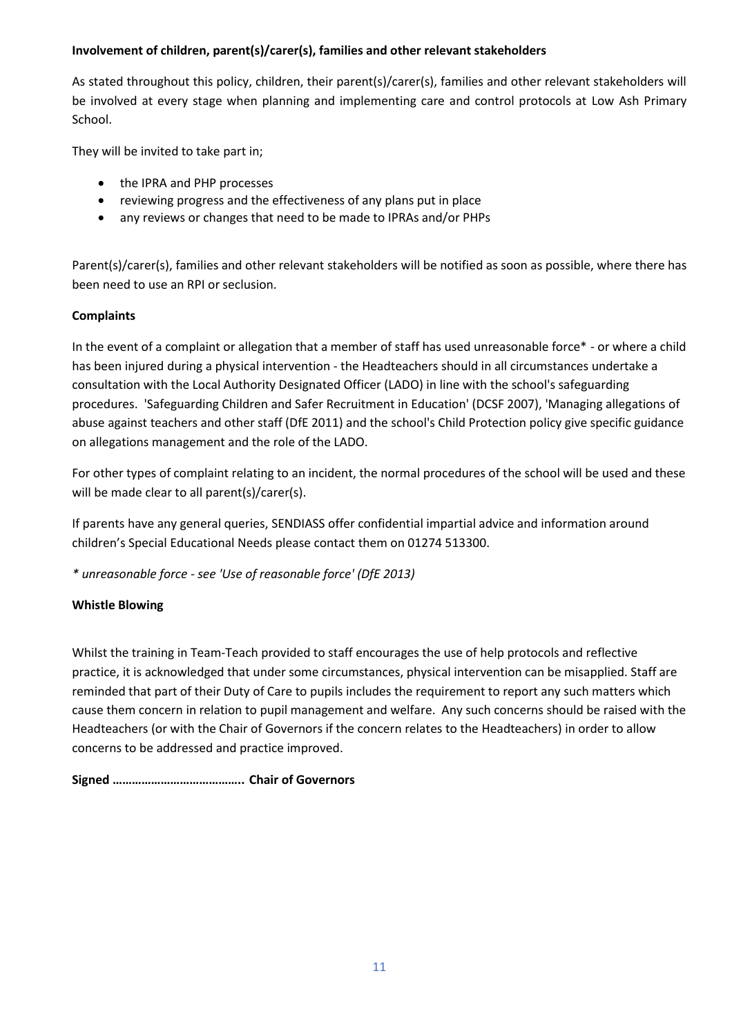**Involvement of children, parent(s)/carer(s), families and other relevant stakeholders**

As stated throughout this policy, children, their parent(s)/carer(s), families and other relevant stakeholders will be involved at every stage when planning and implementing care and control protocols at Low Ash Primary School.

They will be invited to take part in;

- the IPRA and PHP processes
- reviewing progress and the effectiveness of any plans put in place
- any reviews or changes that need to be made to IPRAs and/or PHPs

Parent(s)/carer(s), families and other relevant stakeholders will be notified as soon as possible, where there has been need to use an RPI or seclusion.

**Complaints**

In the event of a complaint or allegation that a member of staff has used unreasonable force* - or where a child has been injured during a physical intervention - the Headteachers should in all circumstances undertake a consultation with the Local Authority Designated Officer (LADO) in line with the school's safeguarding procedures. 'Safeguarding Children and Safer Recruitment in Education' (DCSF 2007), 'Managing allegations of abuse against teachers and other staff (DfE 2011) and the school's Child Protection policy give specific guidance on allegations management and the role of the LADO.

For other types of complaint relating to an incident, the normal procedures of the school will be used and these will be made clear to all parent(s)/carer(s).

If parents have any general queries, SENDIASS offer confidential impartial advice and information around children's Special Educational Needs please contact them on 01274 513300.

*\* unreasonable force - see 'Use of reasonable force' (DfE 2013)*

**Whistle Blowing**

Whilst the training in Team-Teach provided to staff encourages the use of help protocols and reflective practice, it is acknowledged that under some circumstances, physical intervention can be misapplied. Staff are reminded that part of their Duty of Care to pupils includes the requirement to report any such matters which cause them concern in relation to pupil management and welfare. Any such concerns should be raised with the Headteachers (or with the Chair of Governors if the concern relates to the Headteachers) in order to allow concerns to be addressed and practice improved.

**Signed ………………………………….. Chair of Governors**